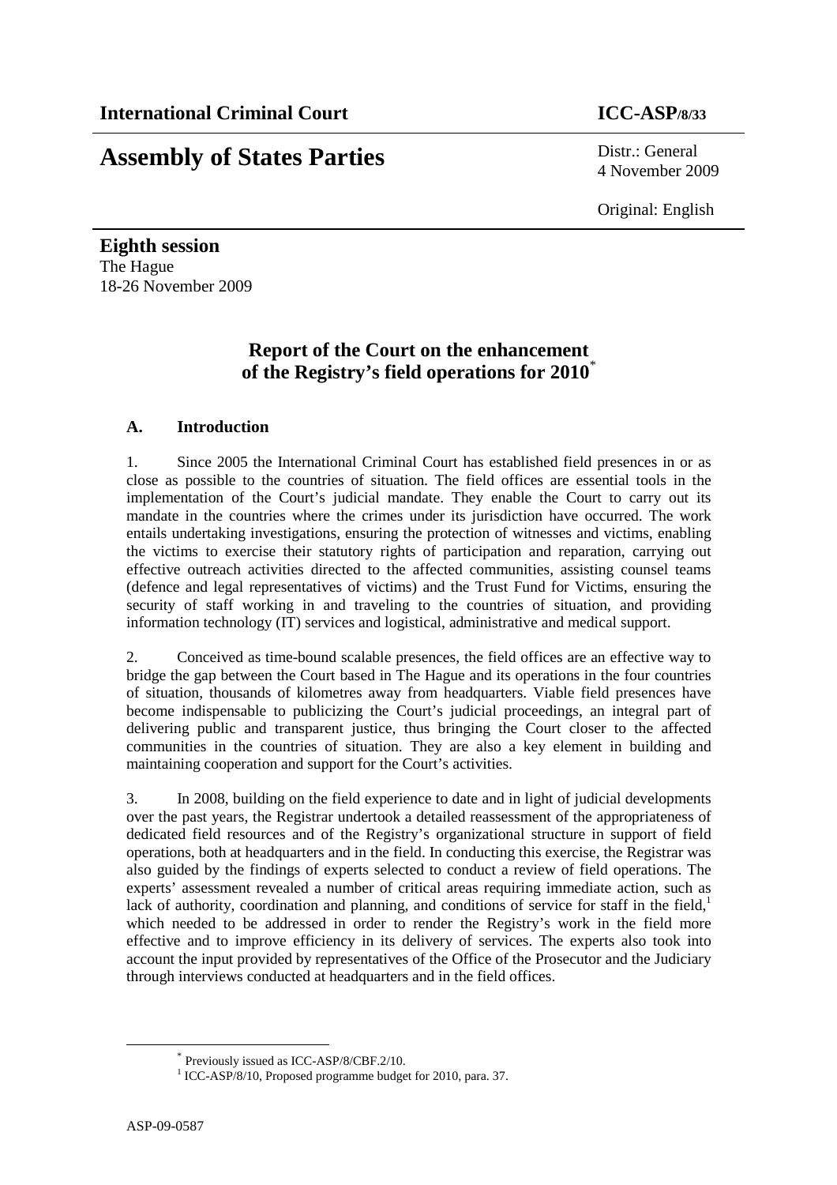**International Criminal Court** **ICC-ASP/8/33**

# Assembly of States Parties

Distr.: General
4 November 2009

Original: English

**Eighth session**
The Hague
18-26 November 2009

## Report of the Court on the enhancement of the Registry's field operations for 2010[*]

### A. Introduction

1. Since 2005 the International Criminal Court has established field presences in or as close as possible to the countries of situation. The field offices are essential tools in the implementation of the Court's judicial mandate. They enable the Court to carry out its mandate in the countries where the crimes under its jurisdiction have occurred. The work entails undertaking investigations, ensuring the protection of witnesses and victims, enabling the victims to exercise their statutory rights of participation and reparation, carrying out effective outreach activities directed to the affected communities, assisting counsel teams (defence and legal representatives of victims) and the Trust Fund for Victims, ensuring the security of staff working in and traveling to the countries of situation, and providing information technology (IT) services and logistical, administrative and medical support.

2. Conceived as time-bound scalable presences, the field offices are an effective way to bridge the gap between the Court based in The Hague and its operations in the four countries of situation, thousands of kilometres away from headquarters. Viable field presences have become indispensable to publicizing the Court's judicial proceedings, an integral part of delivering public and transparent justice, thus bringing the Court closer to the affected communities in the countries of situation. They are also a key element in building and maintaining cooperation and support for the Court's activities.

3. In 2008, building on the field experience to date and in light of judicial developments over the past years, the Registrar undertook a detailed reassessment of the appropriateness of dedicated field resources and of the Registry's organizational structure in support of field operations, both at headquarters and in the field. In conducting this exercise, the Registrar was also guided by the findings of experts selected to conduct a review of field operations. The experts' assessment revealed a number of critical areas requiring immediate action, such as lack of authority, coordination and planning, and conditions of service for staff in the field,[1] which needed to be addressed in order to render the Registry's work in the field more effective and to improve efficiency in its delivery of services. The experts also took into account the input provided by representatives of the Office of the Prosecutor and the Judiciary through interviews conducted at headquarters and in the field offices.

[*] Previously issued as ICC-ASP/8/CBF.2/10.

[1] ICC-ASP/8/10, Proposed programme budget for 2010, para. 37.

ASP-09-0587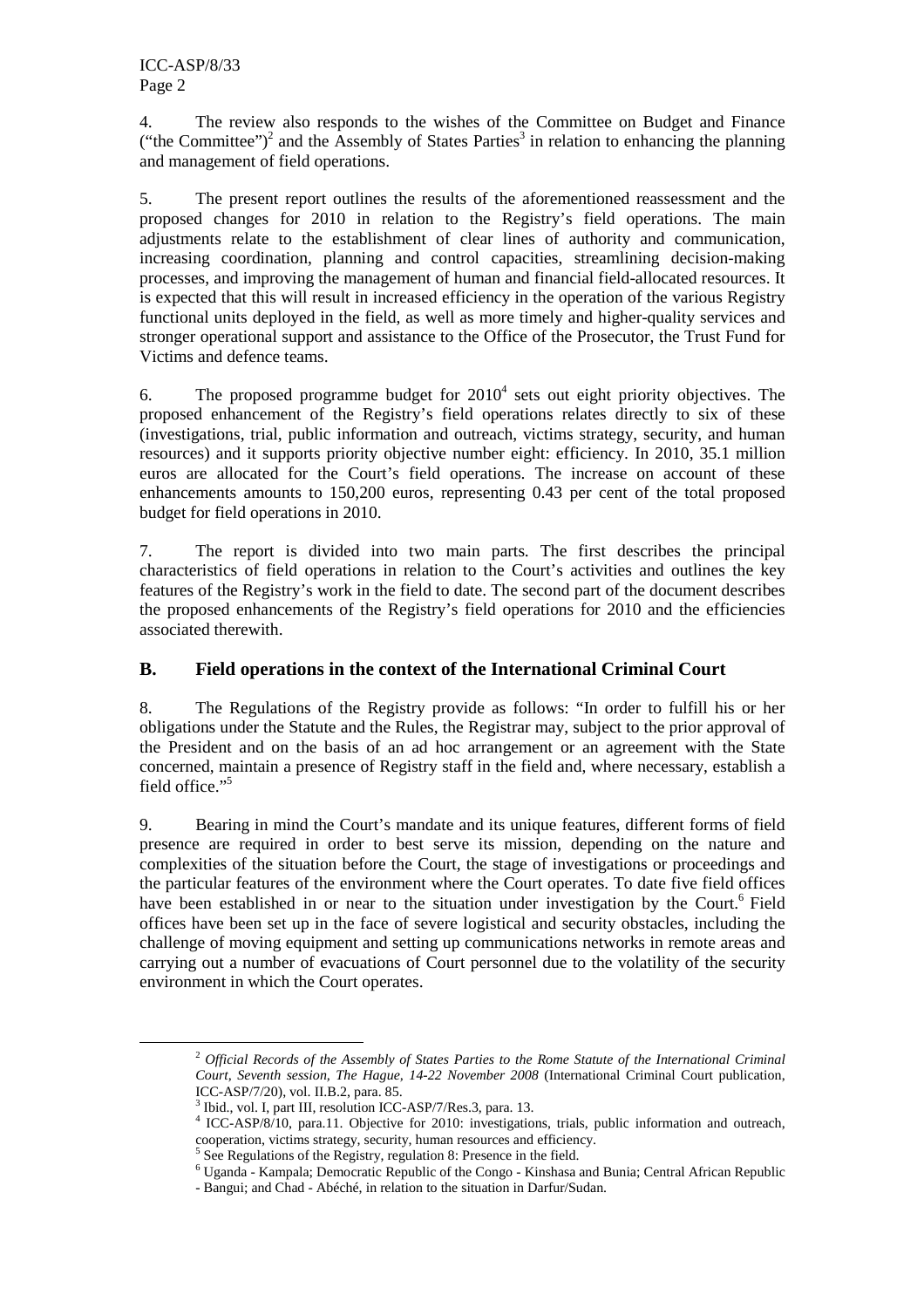4. The review also responds to the wishes of the Committee on Budget and Finance ("the Committee")[2] and the Assembly of States Parties[3] in relation to enhancing the planning and management of field operations.

5. The present report outlines the results of the aforementioned reassessment and the proposed changes for 2010 in relation to the Registry's field operations. The main adjustments relate to the establishment of clear lines of authority and communication, increasing coordination, planning and control capacities, streamlining decision-making processes, and improving the management of human and financial field-allocated resources. It is expected that this will result in increased efficiency in the operation of the various Registry functional units deployed in the field, as well as more timely and higher-quality services and stronger operational support and assistance to the Office of the Prosecutor, the Trust Fund for Victims and defence teams.

6. The proposed programme budget for 2010[4] sets out eight priority objectives. The proposed enhancement of the Registry's field operations relates directly to six of these (investigations, trial, public information and outreach, victims strategy, security, and human resources) and it supports priority objective number eight: efficiency. In 2010, 35.1 million euros are allocated for the Court's field operations. The increase on account of these enhancements amounts to 150,200 euros, representing 0.43 per cent of the total proposed budget for field operations in 2010.

7. The report is divided into two main parts. The first describes the principal characteristics of field operations in relation to the Court's activities and outlines the key features of the Registry's work in the field to date. The second part of the document describes the proposed enhancements of the Registry's field operations for 2010 and the efficiencies associated therewith.

## B. Field operations in the context of the International Criminal Court

8. The Regulations of the Registry provide as follows: "In order to fulfill his or her obligations under the Statute and the Rules, the Registrar may, subject to the prior approval of the President and on the basis of an ad hoc arrangement or an agreement with the State concerned, maintain a presence of Registry staff in the field and, where necessary, establish a field office."[5]

9. Bearing in mind the Court's mandate and its unique features, different forms of field presence are required in order to best serve its mission, depending on the nature and complexities of the situation before the Court, the stage of investigations or proceedings and the particular features of the environment where the Court operates. To date five field offices have been established in or near to the situation under investigation by the Court.[6] Field offices have been set up in the face of severe logistical and security obstacles, including the challenge of moving equipment and setting up communications networks in remote areas and carrying out a number of evacuations of Court personnel due to the volatility of the security environment in which the Court operates.

---

[2] *Official Records of the Assembly of States Parties to the Rome Statute of the International Criminal Court, Seventh session, The Hague, 14-22 November 2008* (International Criminal Court publication, ICC-ASP/7/20), vol. II.B.2, para. 85.

[3] Ibid., vol. I, part III, resolution ICC-ASP/7/Res.3, para. 13.

[4] ICC-ASP/8/10, para.11. Objective for 2010: investigations, trials, public information and outreach, cooperation, victims strategy, security, human resources and efficiency.

[5] See Regulations of the Registry, regulation 8: Presence in the field.

[6] Uganda - Kampala; Democratic Republic of the Congo - Kinshasa and Bunia; Central African Republic - Bangui; and Chad - Abéché, in relation to the situation in Darfur/Sudan.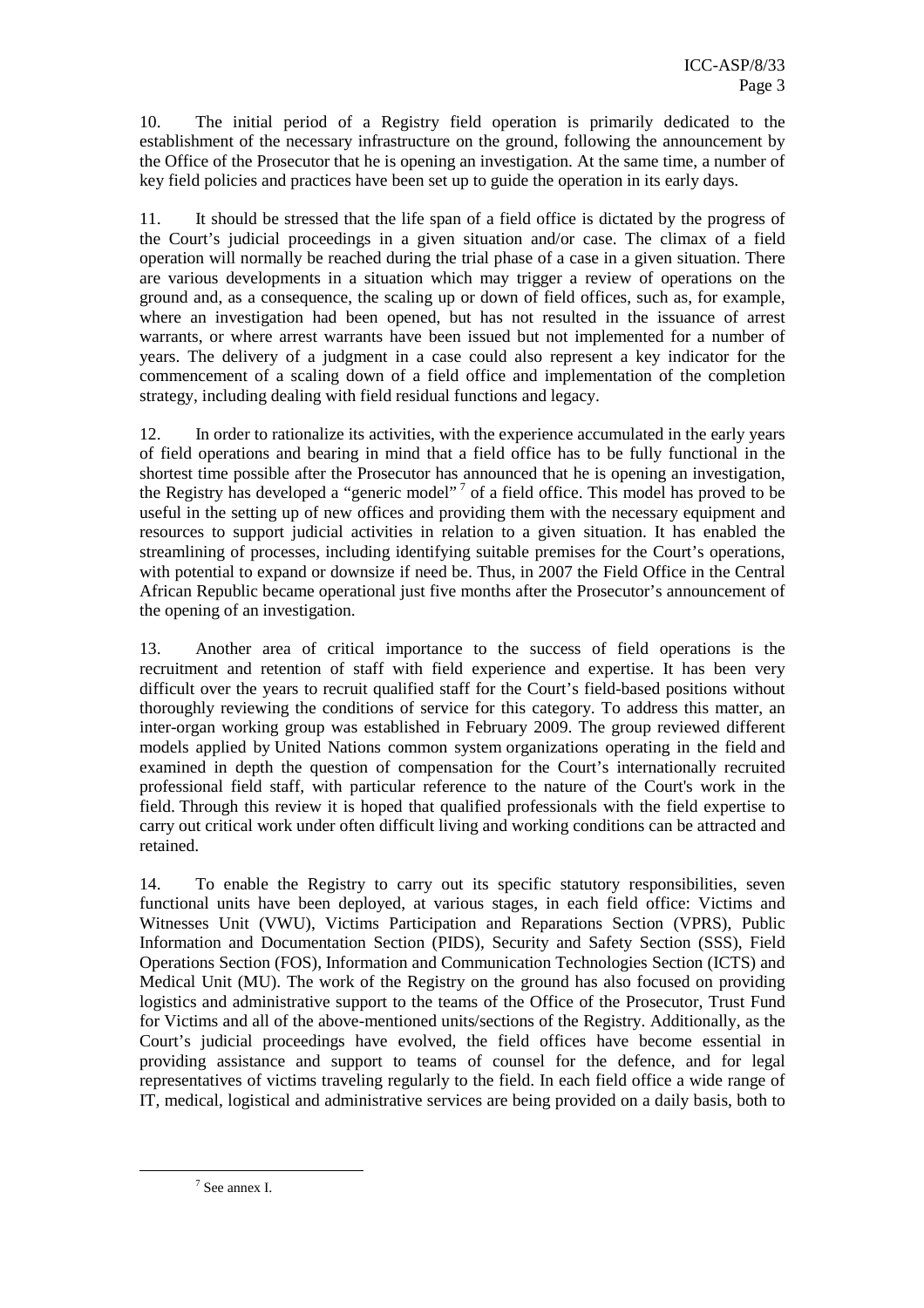10. The initial period of a Registry field operation is primarily dedicated to the establishment of the necessary infrastructure on the ground, following the announcement by the Office of the Prosecutor that he is opening an investigation. At the same time, a number of key field policies and practices have been set up to guide the operation in its early days.

11. It should be stressed that the life span of a field office is dictated by the progress of the Court's judicial proceedings in a given situation and/or case. The climax of a field operation will normally be reached during the trial phase of a case in a given situation. There are various developments in a situation which may trigger a review of operations on the ground and, as a consequence, the scaling up or down of field offices, such as, for example, where an investigation had been opened, but has not resulted in the issuance of arrest warrants, or where arrest warrants have been issued but not implemented for a number of years. The delivery of a judgment in a case could also represent a key indicator for the commencement of a scaling down of a field office and implementation of the completion strategy, including dealing with field residual functions and legacy.

12. In order to rationalize its activities, with the experience accumulated in the early years of field operations and bearing in mind that a field office has to be fully functional in the shortest time possible after the Prosecutor has announced that he is opening an investigation, the Registry has developed a "generic model" [7] of a field office. This model has proved to be useful in the setting up of new offices and providing them with the necessary equipment and resources to support judicial activities in relation to a given situation. It has enabled the streamlining of processes, including identifying suitable premises for the Court's operations, with potential to expand or downsize if need be. Thus, in 2007 the Field Office in the Central African Republic became operational just five months after the Prosecutor's announcement of the opening of an investigation.

13. Another area of critical importance to the success of field operations is the recruitment and retention of staff with field experience and expertise. It has been very difficult over the years to recruit qualified staff for the Court's field-based positions without thoroughly reviewing the conditions of service for this category. To address this matter, an inter-organ working group was established in February 2009. The group reviewed different models applied by United Nations common system organizations operating in the field and examined in depth the question of compensation for the Court's internationally recruited professional field staff, with particular reference to the nature of the Court's work in the field. Through this review it is hoped that qualified professionals with the field expertise to carry out critical work under often difficult living and working conditions can be attracted and retained.

14. To enable the Registry to carry out its specific statutory responsibilities, seven functional units have been deployed, at various stages, in each field office: Victims and Witnesses Unit (VWU), Victims Participation and Reparations Section (VPRS), Public Information and Documentation Section (PIDS), Security and Safety Section (SSS), Field Operations Section (FOS), Information and Communication Technologies Section (ICTS) and Medical Unit (MU). The work of the Registry on the ground has also focused on providing logistics and administrative support to the teams of the Office of the Prosecutor, Trust Fund for Victims and all of the above-mentioned units/sections of the Registry. Additionally, as the Court's judicial proceedings have evolved, the field offices have become essential in providing assistance and support to teams of counsel for the defence, and for legal representatives of victims traveling regularly to the field. In each field office a wide range of IT, medical, logistical and administrative services are being provided on a daily basis, both to

[7] See annex I.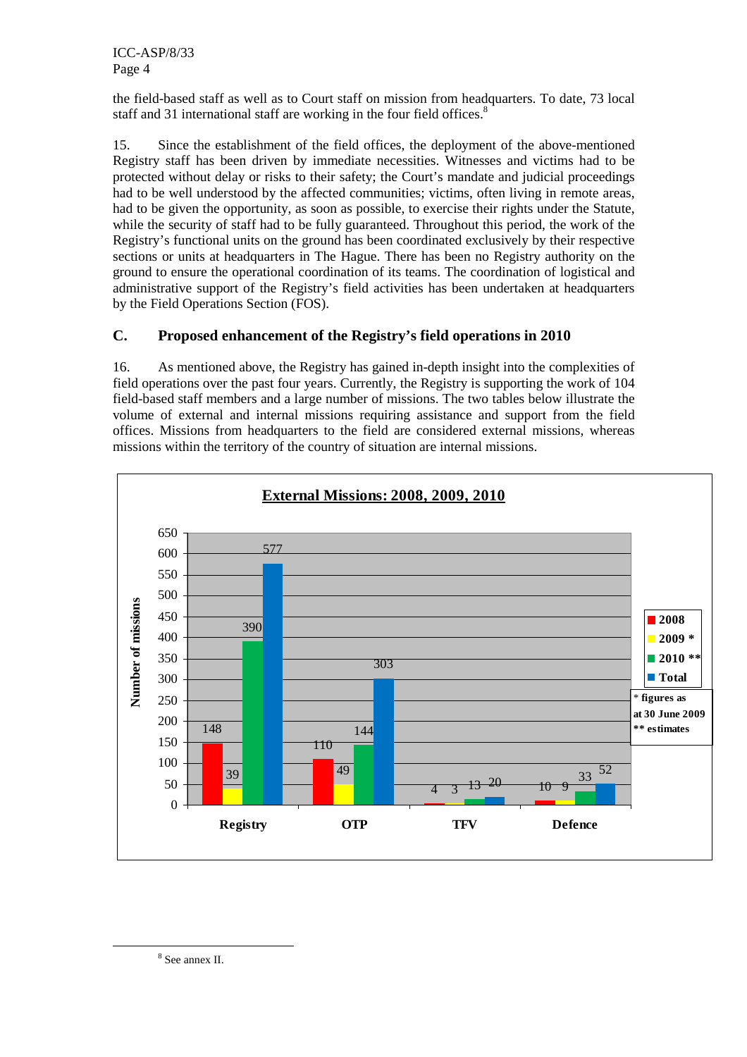the field-based staff as well as to Court staff on mission from headquarters. To date, 73 local staff and 31 international staff are working in the four field offices.[8]

15. Since the establishment of the field offices, the deployment of the above-mentioned Registry staff has been driven by immediate necessities. Witnesses and victims had to be protected without delay or risks to their safety; the Court's mandate and judicial proceedings had to be well understood by the affected communities; victims, often living in remote areas, had to be given the opportunity, as soon as possible, to exercise their rights under the Statute, while the security of staff had to be fully guaranteed. Throughout this period, the work of the Registry's functional units on the ground has been coordinated exclusively by their respective sections or units at headquarters in The Hague. There has been no Registry authority on the ground to ensure the operational coordination of its teams. The coordination of logistical and administrative support of the Registry's field activities has been undertaken at headquarters by the Field Operations Section (FOS).

## C. Proposed enhancement of the Registry's field operations in 2010

16. As mentioned above, the Registry has gained in-depth insight into the complexities of field operations over the past four years. Currently, the Registry is supporting the work of 104 field-based staff members and a large number of missions. The two tables below illustrate the volume of external and internal missions requiring assistance and support from the field offices. Missions from headquarters to the field are considered external missions, whereas missions within the territory of the country of situation are internal missions.

**External Missions: 2008, 2009, 2010**

| | 2008 | 2009 * | 2010 ** | Total |
|---|---|---|---|---|
| Registry | 148 | 39 | 390 | 577 |
| OTP | 110 | 49 | 144 | 303 |
| TFV | 4 | 3 | 13 | 20 |
| Defence | 10 | 9 | 33 | 52 |

\* figures as at 30 June 2009
\*\* estimates

[8] See annex II.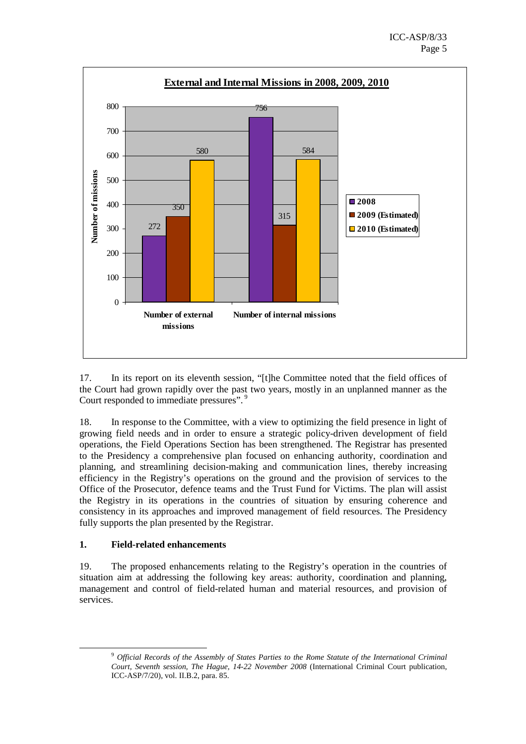**External and Internal Missions in 2008, 2009, 2010**

| | 2008 | 2009 (Estimated) | 2010 (Estimated) |
| --- | --- | --- | --- |
| Number of external missions | 272 | 350 | 580 |
| Number of internal missions | 756 | 315 | 584 |

17. In its report on its eleventh session, "[t]he Committee noted that the field offices of the Court had grown rapidly over the past two years, mostly in an unplanned manner as the Court responded to immediate pressures".[9]

18. In response to the Committee, with a view to optimizing the field presence in light of growing field needs and in order to ensure a strategic policy-driven development of field operations, the Field Operations Section has been strengthened. The Registrar has presented to the Presidency a comprehensive plan focused on enhancing authority, coordination and planning, and streamlining decision-making and communication lines, thereby increasing efficiency in the Registry's operations on the ground and the provision of services to the Office of the Prosecutor, defence teams and the Trust Fund for Victims. The plan will assist the Registry in its operations in the countries of situation by ensuring coherence and consistency in its approaches and improved management of field resources. The Presidency fully supports the plan presented by the Registrar.

### 1. Field-related enhancements

19. The proposed enhancements relating to the Registry's operation in the countries of situation aim at addressing the following key areas: authority, coordination and planning, management and control of field-related human and material resources, and provision of services.

---

[9] *Official Records of the Assembly of States Parties to the Rome Statute of the International Criminal Court, Seventh session, The Hague, 14-22 November 2008* (International Criminal Court publication, ICC-ASP/7/20), vol. II.B.2, para. 85.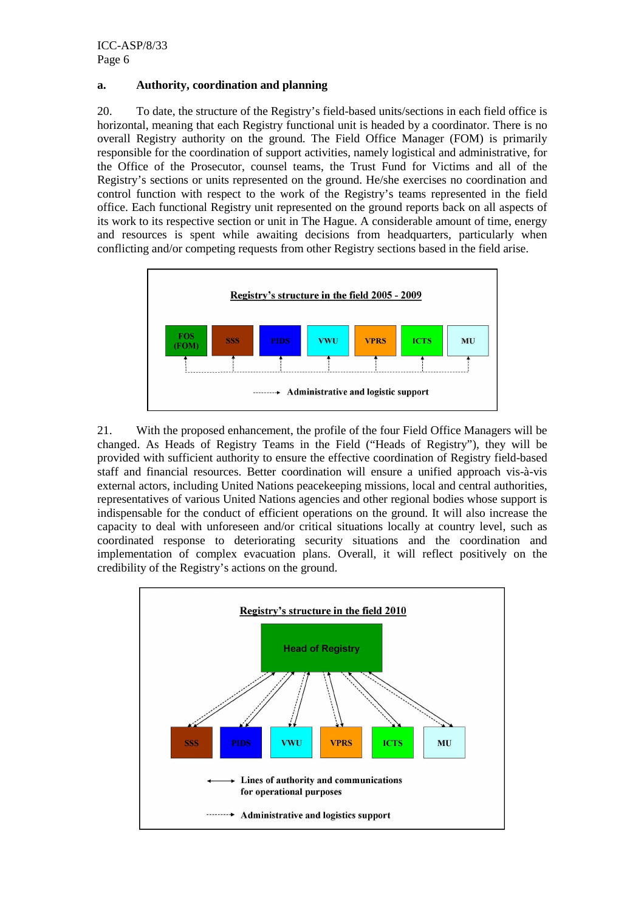### a. Authority, coordination and planning

20. To date, the structure of the Registry's field-based units/sections in each field office is horizontal, meaning that each Registry functional unit is headed by a coordinator. There is no overall Registry authority on the ground. The Field Office Manager (FOM) is primarily responsible for the coordination of support activities, namely logistical and administrative, for the Office of the Prosecutor, counsel teams, the Trust Fund for Victims and all of the Registry's sections or units represented on the ground. He/she exercises no coordination and control function with respect to the work of the Registry's teams represented in the field office. Each functional Registry unit represented on the ground reports back on all aspects of its work to its respective section or unit in The Hague. A considerable amount of time, energy and resources is spent while awaiting decisions from headquarters, particularly when conflicting and/or competing requests from other Registry sections based in the field arise.

**Registry's structure in the field 2005 - 2009**

FOS (FOM) | SSS | PIDS | VWU | VPRS | ICTS | MU

-------→ Administrative and logistic support

21. With the proposed enhancement, the profile of the four Field Office Managers will be changed. As Heads of Registry Teams in the Field ("Heads of Registry"), they will be provided with sufficient authority to ensure the effective coordination of Registry field-based staff and financial resources. Better coordination will ensure a unified approach vis-à-vis external actors, including United Nations peacekeeping missions, local and central authorities, representatives of various United Nations agencies and other regional bodies whose support is indispensable for the conduct of efficient operations on the ground. It will also increase the capacity to deal with unforeseen and/or critical situations locally at country level, such as coordinated response to deteriorating security situations and the coordination and implementation of complex evacuation plans. Overall, it will reflect positively on the credibility of the Registry's actions on the ground.

**Registry's structure in the field 2010**

Head of Registry

SSS | PIDS | VWU | VPRS | ICTS | MU

←——→ Lines of authority and communications for operational purposes

-------→ Administrative and logistics support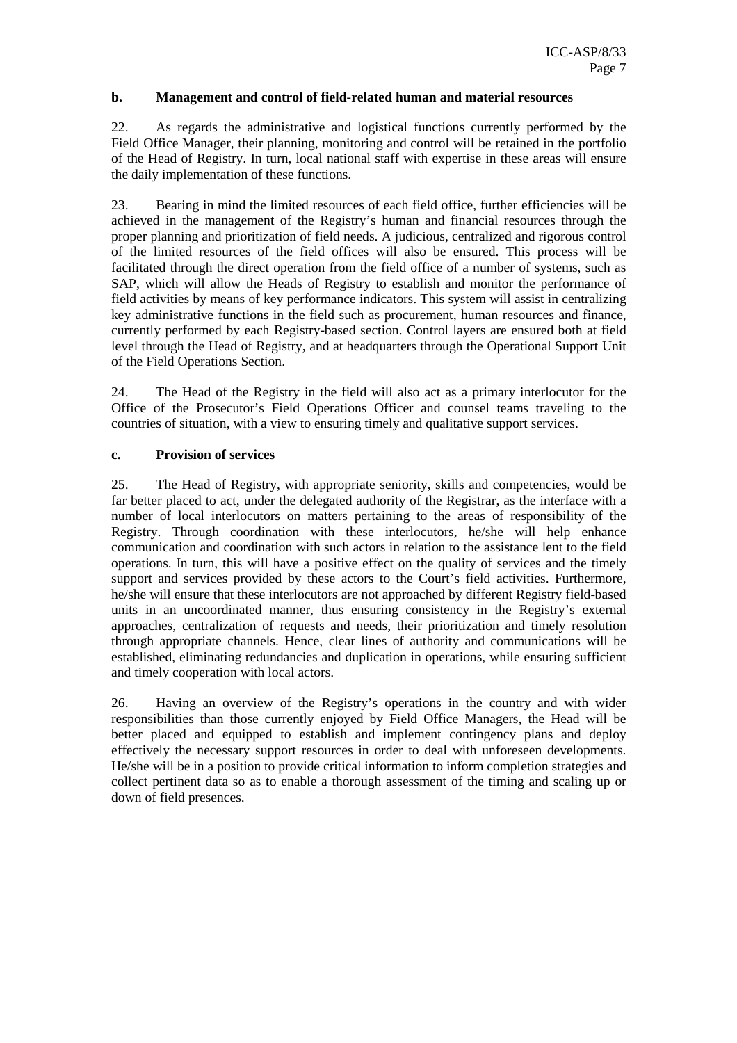### b. Management and control of field-related human and material resources

22. As regards the administrative and logistical functions currently performed by the Field Office Manager, their planning, monitoring and control will be retained in the portfolio of the Head of Registry. In turn, local national staff with expertise in these areas will ensure the daily implementation of these functions.

23. Bearing in mind the limited resources of each field office, further efficiencies will be achieved in the management of the Registry's human and financial resources through the proper planning and prioritization of field needs. A judicious, centralized and rigorous control of the limited resources of the field offices will also be ensured. This process will be facilitated through the direct operation from the field office of a number of systems, such as SAP, which will allow the Heads of Registry to establish and monitor the performance of field activities by means of key performance indicators. This system will assist in centralizing key administrative functions in the field such as procurement, human resources and finance, currently performed by each Registry-based section. Control layers are ensured both at field level through the Head of Registry, and at headquarters through the Operational Support Unit of the Field Operations Section.

24. The Head of the Registry in the field will also act as a primary interlocutor for the Office of the Prosecutor's Field Operations Officer and counsel teams traveling to the countries of situation, with a view to ensuring timely and qualitative support services.

### c. Provision of services

25. The Head of Registry, with appropriate seniority, skills and competencies, would be far better placed to act, under the delegated authority of the Registrar, as the interface with a number of local interlocutors on matters pertaining to the areas of responsibility of the Registry. Through coordination with these interlocutors, he/she will help enhance communication and coordination with such actors in relation to the assistance lent to the field operations. In turn, this will have a positive effect on the quality of services and the timely support and services provided by these actors to the Court's field activities. Furthermore, he/she will ensure that these interlocutors are not approached by different Registry field-based units in an uncoordinated manner, thus ensuring consistency in the Registry's external approaches, centralization of requests and needs, their prioritization and timely resolution through appropriate channels. Hence, clear lines of authority and communications will be established, eliminating redundancies and duplication in operations, while ensuring sufficient and timely cooperation with local actors.

26. Having an overview of the Registry's operations in the country and with wider responsibilities than those currently enjoyed by Field Office Managers, the Head will be better placed and equipped to establish and implement contingency plans and deploy effectively the necessary support resources in order to deal with unforeseen developments. He/she will be in a position to provide critical information to inform completion strategies and collect pertinent data so as to enable a thorough assessment of the timing and scaling up or down of field presences.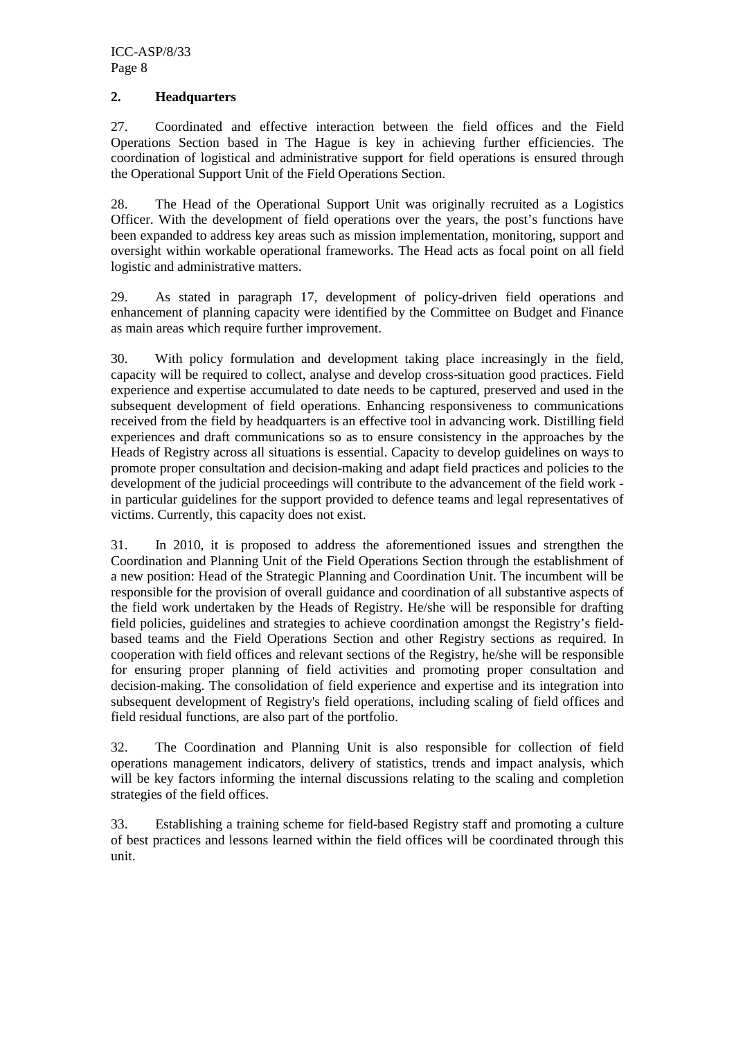## 2. Headquarters

27. Coordinated and effective interaction between the field offices and the Field Operations Section based in The Hague is key in achieving further efficiencies. The coordination of logistical and administrative support for field operations is ensured through the Operational Support Unit of the Field Operations Section.

28. The Head of the Operational Support Unit was originally recruited as a Logistics Officer. With the development of field operations over the years, the post's functions have been expanded to address key areas such as mission implementation, monitoring, support and oversight within workable operational frameworks. The Head acts as focal point on all field logistic and administrative matters.

29. As stated in paragraph 17, development of policy-driven field operations and enhancement of planning capacity were identified by the Committee on Budget and Finance as main areas which require further improvement.

30. With policy formulation and development taking place increasingly in the field, capacity will be required to collect, analyse and develop cross-situation good practices. Field experience and expertise accumulated to date needs to be captured, preserved and used in the subsequent development of field operations. Enhancing responsiveness to communications received from the field by headquarters is an effective tool in advancing work. Distilling field experiences and draft communications so as to ensure consistency in the approaches by the Heads of Registry across all situations is essential. Capacity to develop guidelines on ways to promote proper consultation and decision-making and adapt field practices and policies to the development of the judicial proceedings will contribute to the advancement of the field work - in particular guidelines for the support provided to defence teams and legal representatives of victims. Currently, this capacity does not exist.

31. In 2010, it is proposed to address the aforementioned issues and strengthen the Coordination and Planning Unit of the Field Operations Section through the establishment of a new position: Head of the Strategic Planning and Coordination Unit. The incumbent will be responsible for the provision of overall guidance and coordination of all substantive aspects of the field work undertaken by the Heads of Registry. He/she will be responsible for drafting field policies, guidelines and strategies to achieve coordination amongst the Registry's field-based teams and the Field Operations Section and other Registry sections as required. In cooperation with field offices and relevant sections of the Registry, he/she will be responsible for ensuring proper planning of field activities and promoting proper consultation and decision-making. The consolidation of field experience and expertise and its integration into subsequent development of Registry's field operations, including scaling of field offices and field residual functions, are also part of the portfolio.

32. The Coordination and Planning Unit is also responsible for collection of field operations management indicators, delivery of statistics, trends and impact analysis, which will be key factors informing the internal discussions relating to the scaling and completion strategies of the field offices.

33. Establishing a training scheme for field-based Registry staff and promoting a culture of best practices and lessons learned within the field offices will be coordinated through this unit.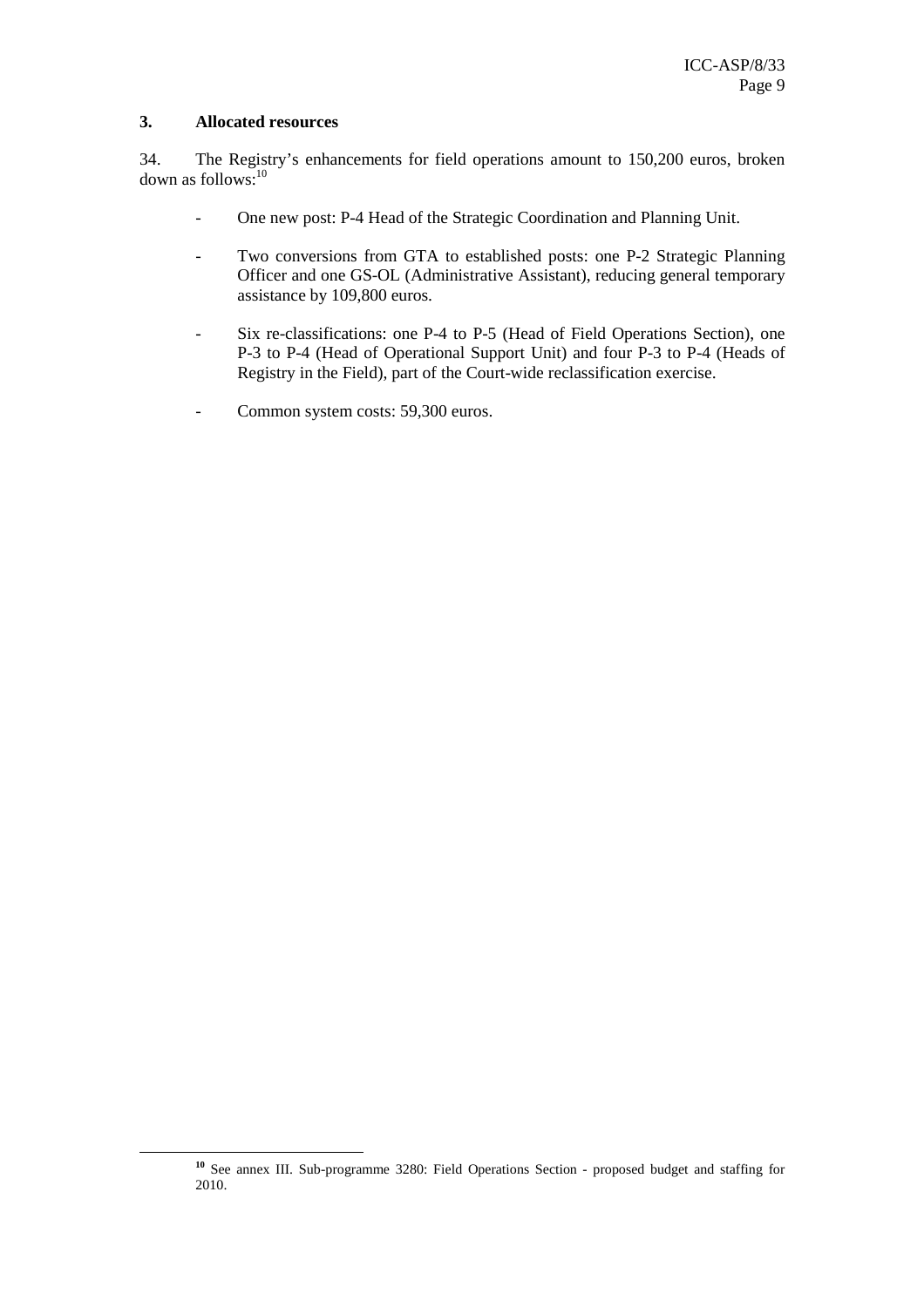### 3. Allocated resources

34. The Registry's enhancements for field operations amount to 150,200 euros, broken down as follows:[10]

- One new post: P-4 Head of the Strategic Coordination and Planning Unit.
- Two conversions from GTA to established posts: one P-2 Strategic Planning Officer and one GS-OL (Administrative Assistant), reducing general temporary assistance by 109,800 euros.
- Six re-classifications: one P-4 to P-5 (Head of Field Operations Section), one P-3 to P-4 (Head of Operational Support Unit) and four P-3 to P-4 (Heads of Registry in the Field), part of the Court-wide reclassification exercise.
- Common system costs: 59,300 euros.

---

[10] See annex III. Sub-programme 3280: Field Operations Section - proposed budget and staffing for 2010.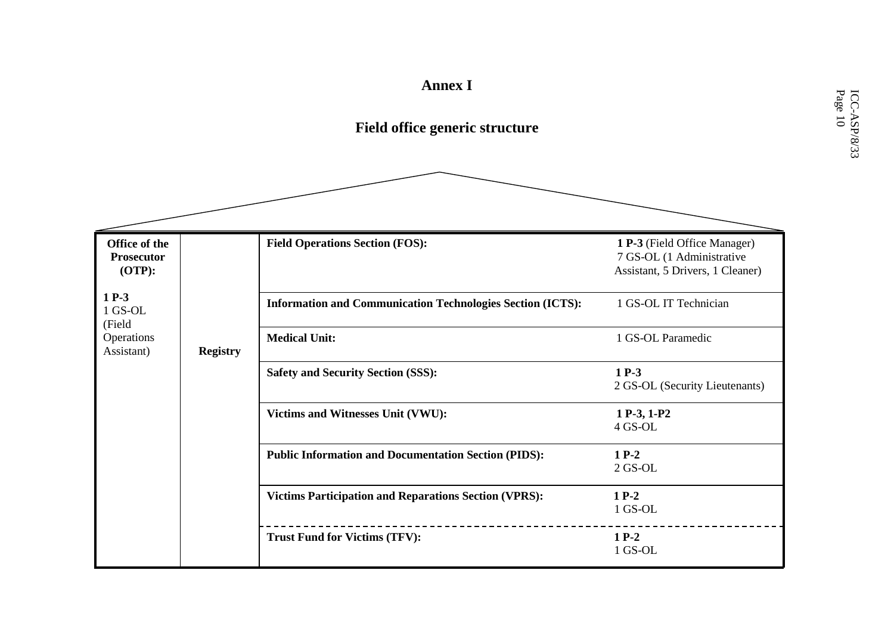# Annex I

## Field office generic structure

| Office of the Prosecutor (OTP): | | | |
|---|---|---|---|
| **1 P-3**<br>1 GS-OL (Field Operations Assistant) | **Registry** | **Field Operations Section (FOS):** | **1 P-3** (Field Office Manager)<br>7 GS-OL (1 Administrative Assistant, 5 Drivers, 1 Cleaner) |
| | | **Information and Communication Technologies Section (ICTS):** | 1 GS-OL IT Technician |
| | | **Medical Unit:** | 1 GS-OL Paramedic |
| | | **Safety and Security Section (SSS):** | **1 P-3**<br>2 GS-OL (Security Lieutenants) |
| | | **Victims and Witnesses Unit (VWU):** | **1 P-3, 1-P2**<br>4 GS-OL |
| | | **Public Information and Documentation Section (PIDS):** | **1 P-2**<br>2 GS-OL |
| | | **Victims Participation and Reparations Section (VPRS):** | **1 P-2**<br>1 GS-OL |
| | | **Trust Fund for Victims (TFV):** | **1 P-2**<br>1 GS-OL |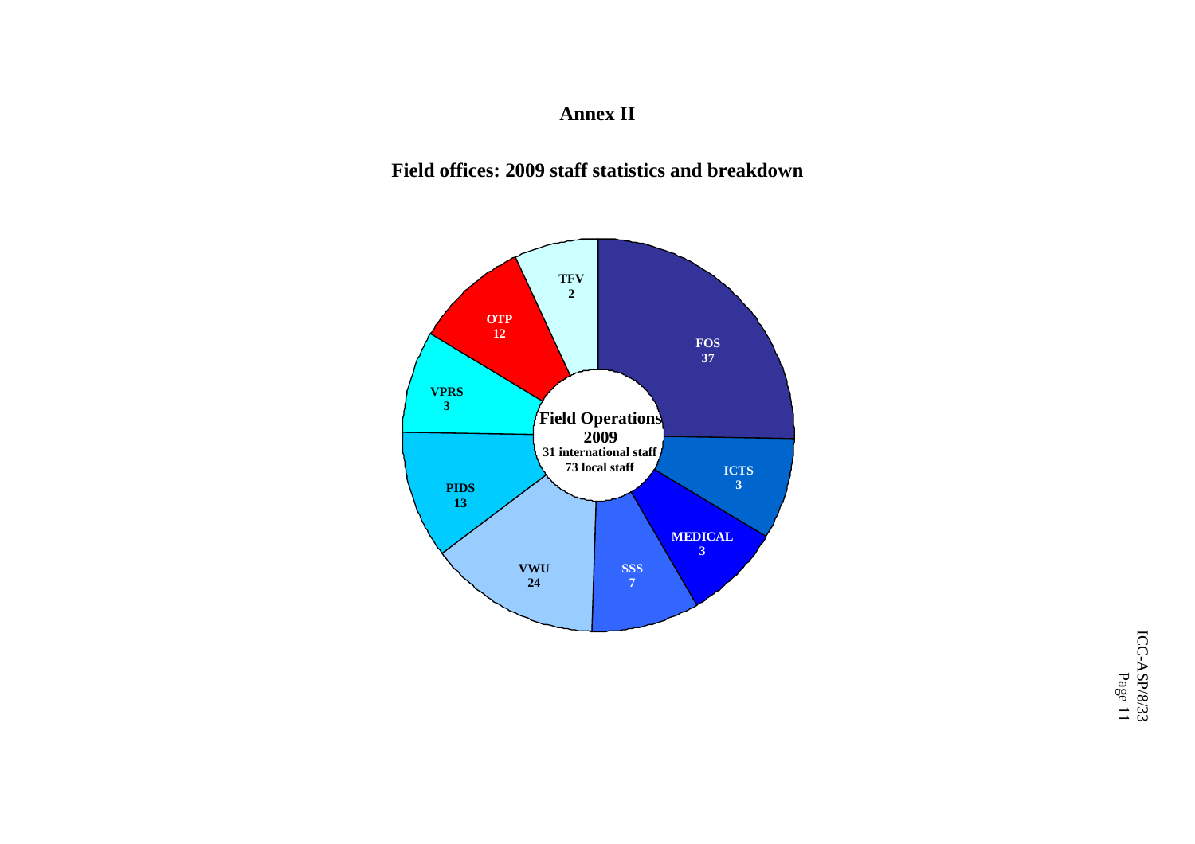# Annex II

## Field offices: 2009 staff statistics and breakdown

**Field Operations 2009**
**31 international staff**
**73 local staff**

| Unit | Staff |
|---|---|
| FOS | 37 |
| ICTS | 3 |
| MEDICAL | 3 |
| SSS | 7 |
| VWU | 24 |
| PIDS | 13 |
| VPRS | 3 |
| OTP | 12 |
| TFV | 2 |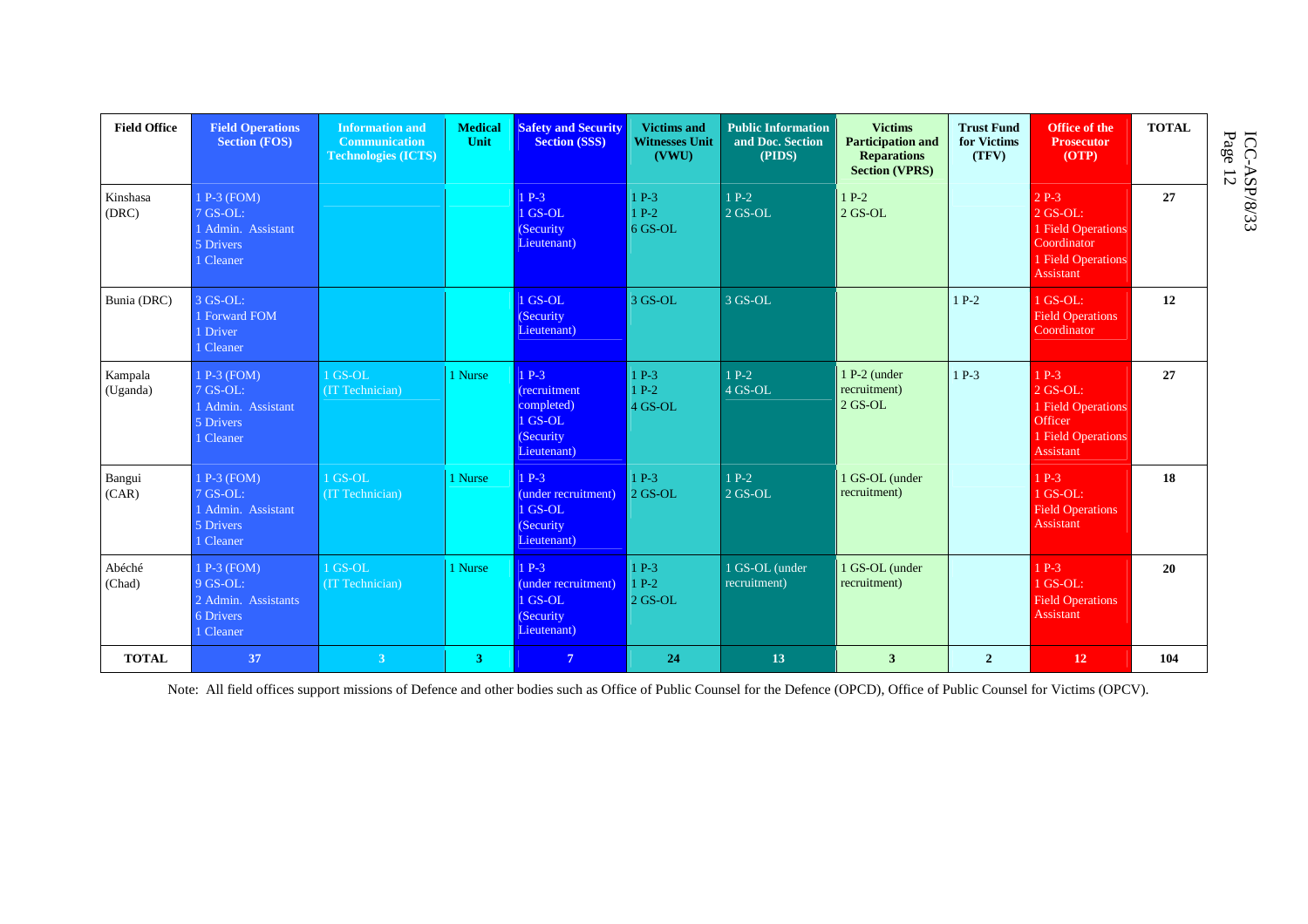| Field Office | Field Operations Section (FOS) | Information and Communication Technologies (ICTS) | Medical Unit | Safety and Security Section (SSS) | Victims and Witnesses Unit (VWU) | Public Information and Doc. Section (PIDS) | Victims Participation and Reparations Section (VPRS) | Trust Fund for Victims (TFV) | Office of the Prosecutor (OTP) | TOTAL |
|---|---|---|---|---|---|---|---|---|---|---|
| Kinshasa (DRC) | 1 P-3 (FOM)<br>7 GS-OL:<br>1 Admin. Assistant<br>5 Drivers<br>1 Cleaner | | | 1 P-3<br>1 GS-OL (Security Lieutenant) | 1 P-3<br>1 P-2<br>6 GS-OL | 1 P-2<br>2 GS-OL | 1 P-2<br>2 GS-OL | | 2 P-3<br>2 GS-OL:<br>1 Field Operations Coordinator<br>1 Field Operations Assistant | **27** |
| Bunia (DRC) | 3 GS-OL:<br>1 Forward FOM<br>1 Driver<br>1 Cleaner | | | 1 GS-OL (Security Lieutenant) | 3 GS-OL | 3 GS-OL | | 1 P-2 | 1 GS-OL:<br>Field Operations Coordinator | **12** |
| Kampala (Uganda) | 1 P-3 (FOM)<br>7 GS-OL:<br>1 Admin. Assistant<br>5 Drivers<br>1 Cleaner | 1 GS-OL (IT Technician) | 1 Nurse | 1 P-3 (recruitment completed)<br>1 GS-OL (Security Lieutenant) | 1 P-3<br>1 P-2<br>4 GS-OL | 1 P-2<br>4 GS-OL | 1 P-2 (under recruitment)<br>2 GS-OL | 1 P-3 | 1 P-3<br>2 GS-OL:<br>1 Field Operations Officer<br>1 Field Operations Assistant | **27** |
| Bangui (CAR) | 1 P-3 (FOM)<br>7 GS-OL:<br>1 Admin. Assistant<br>5 Drivers<br>1 Cleaner | 1 GS-OL (IT Technician) | 1 Nurse | 1 P-3 (under recruitment)<br>1 GS-OL (Security Lieutenant) | 1 P-3<br>2 GS-OL | 1 P-2<br>2 GS-OL | 1 GS-OL (under recruitment) | | 1 P-3<br>1 GS-OL:<br>Field Operations Assistant | **18** |
| Abéché (Chad) | 1 P-3 (FOM)<br>9 GS-OL:<br>2 Admin. Assistants<br>6 Drivers<br>1 Cleaner | 1 GS-OL (IT Technician) | 1 Nurse | 1 P-3 (under recruitment)<br>1 GS-OL (Security Lieutenant) | 1 P-3<br>1 P-2<br>2 GS-OL | 1 GS-OL (under recruitment) | 1 GS-OL (under recruitment) | | 1 P-3<br>1 GS-OL:<br>Field Operations Assistant | **20** |
| **TOTAL** | **37** | **3** | **3** | **7** | **24** | **13** | **3** | **2** | **12** | **104** |

Note: All field offices support missions of Defence and other bodies such as Office of Public Counsel for the Defence (OPCD), Office of Public Counsel for Victims (OPCV).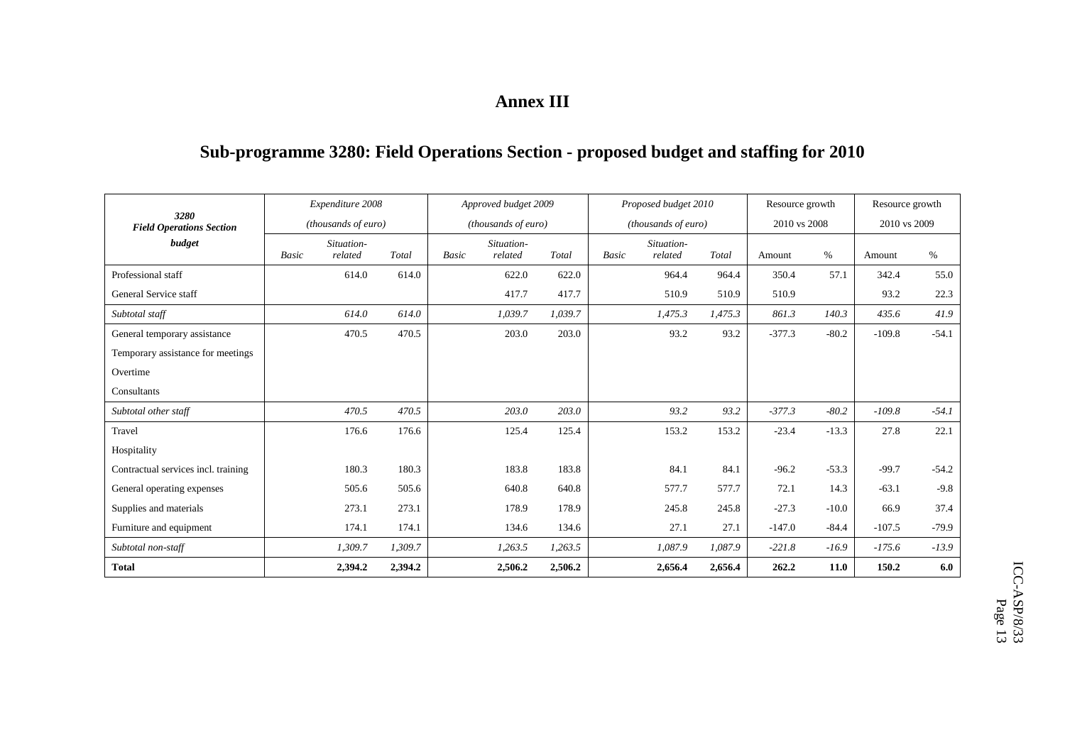# Annex III

## Sub-programme 3280: Field Operations Section - proposed budget and staffing for 2010

| 3280 Field Operations Section budget | Expenditure 2008 (thousands of euro) | | | Approved budget 2009 (thousands of euro) | | | Proposed budget 2010 (thousands of euro) | | | Resource growth 2010 vs 2008 | | Resource growth 2010 vs 2009 | |
|---|---|---|---|---|---|---|---|---|---|---|---|---|---|
| | *Basic* | *Situation-related* | *Total* | *Basic* | *Situation-related* | *Total* | *Basic* | *Situation-related* | *Total* | Amount | % | Amount | % |
| Professional staff | | 614.0 | 614.0 | | 622.0 | 622.0 | | 964.4 | 964.4 | 350.4 | 57.1 | 342.4 | 55.0 |
| General Service staff | | | | | 417.7 | 417.7 | | 510.9 | 510.9 | 510.9 | | 93.2 | 22.3 |
| *Subtotal staff* | | *614.0* | *614.0* | | *1,039.7* | *1,039.7* | | *1,475.3* | *1,475.3* | *861.3* | *140.3* | *435.6* | *41.9* |
| General temporary assistance | | 470.5 | 470.5 | | 203.0 | 203.0 | | 93.2 | 93.2 | -377.3 | -80.2 | -109.8 | -54.1 |
| Temporary assistance for meetings | | | | | | | | | | | | | |
| Overtime | | | | | | | | | | | | | |
| Consultants | | | | | | | | | | | | | |
| *Subtotal other staff* | | *470.5* | *470.5* | | *203.0* | *203.0* | | *93.2* | *93.2* | *-377.3* | *-80.2* | *-109.8* | *-54.1* |
| Travel | | 176.6 | 176.6 | | 125.4 | 125.4 | | 153.2 | 153.2 | -23.4 | -13.3 | 27.8 | 22.1 |
| Hospitality | | | | | | | | | | | | | |
| Contractual services incl. training | | 180.3 | 180.3 | | 183.8 | 183.8 | | 84.1 | 84.1 | -96.2 | -53.3 | -99.7 | -54.2 |
| General operating expenses | | 505.6 | 505.6 | | 640.8 | 640.8 | | 577.7 | 577.7 | 72.1 | 14.3 | -63.1 | -9.8 |
| Supplies and materials | | 273.1 | 273.1 | | 178.9 | 178.9 | | 245.8 | 245.8 | -27.3 | -10.0 | 66.9 | 37.4 |
| Furniture and equipment | | 174.1 | 174.1 | | 134.6 | 134.6 | | 27.1 | 27.1 | -147.0 | -84.4 | -107.5 | -79.9 |
| *Subtotal non-staff* | | *1,309.7* | *1,309.7* | | *1,263.5* | *1,263.5* | | *1,087.9* | *1,087.9* | *-221.8* | *-16.9* | *-175.6* | *-13.9* |
| **Total** | | **2,394.2** | **2,394.2** | | **2,506.2** | **2,506.2** | | **2,656.4** | **2,656.4** | **262.2** | **11.0** | **150.2** | **6.0** |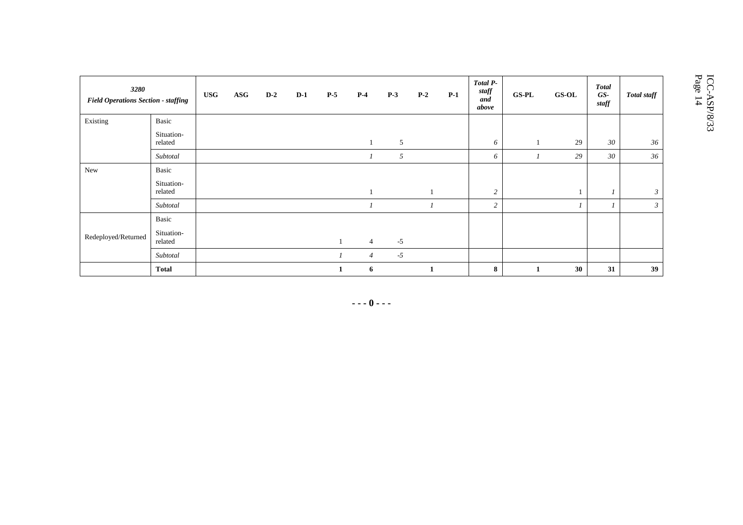| 3280 *Field Operations Section - staffing* | | USG | ASG | D-2 | D-1 | P-5 | P-4 | P-3 | P-2 | P-1 | *Total P-staff and above* | GS-PL | GS-OL | *Total GS-staff* | *Total staff* |
|---|---|---|---|---|---|---|---|---|---|---|---|---|---|---|---|
| Existing | Basic | | | | | | | | | | | | | | |
| | Situation-related | | | | | | 1 | 5 | | | 6 | 1 | 29 | 30 | 36 |
| | *Subtotal* | | | | | | *1* | *5* | | | *6* | *1* | *29* | *30* | *36* |
| New | Basic | | | | | | | | | | | | | | |
| | Situation-related | | | | | | 1 | | 1 | | 2 | | 1 | 1 | 3 |
| | *Subtotal* | | | | | | *1* | | *1* | | *2* | | *1* | *1* | *3* |
| Redeployed/Returned | Basic | | | | | | | | | | | | | | |
| | Situation-related | | | | | 1 | 4 | -5 | | | | | | | |
| | *Subtotal* | | | | | *1* | *4* | *-5* | | | | | | | |
| | **Total** | | | | | **1** | **6** | | **1** | | **8** | **1** | **30** | **31** | **39** |

- - - 0 - - -